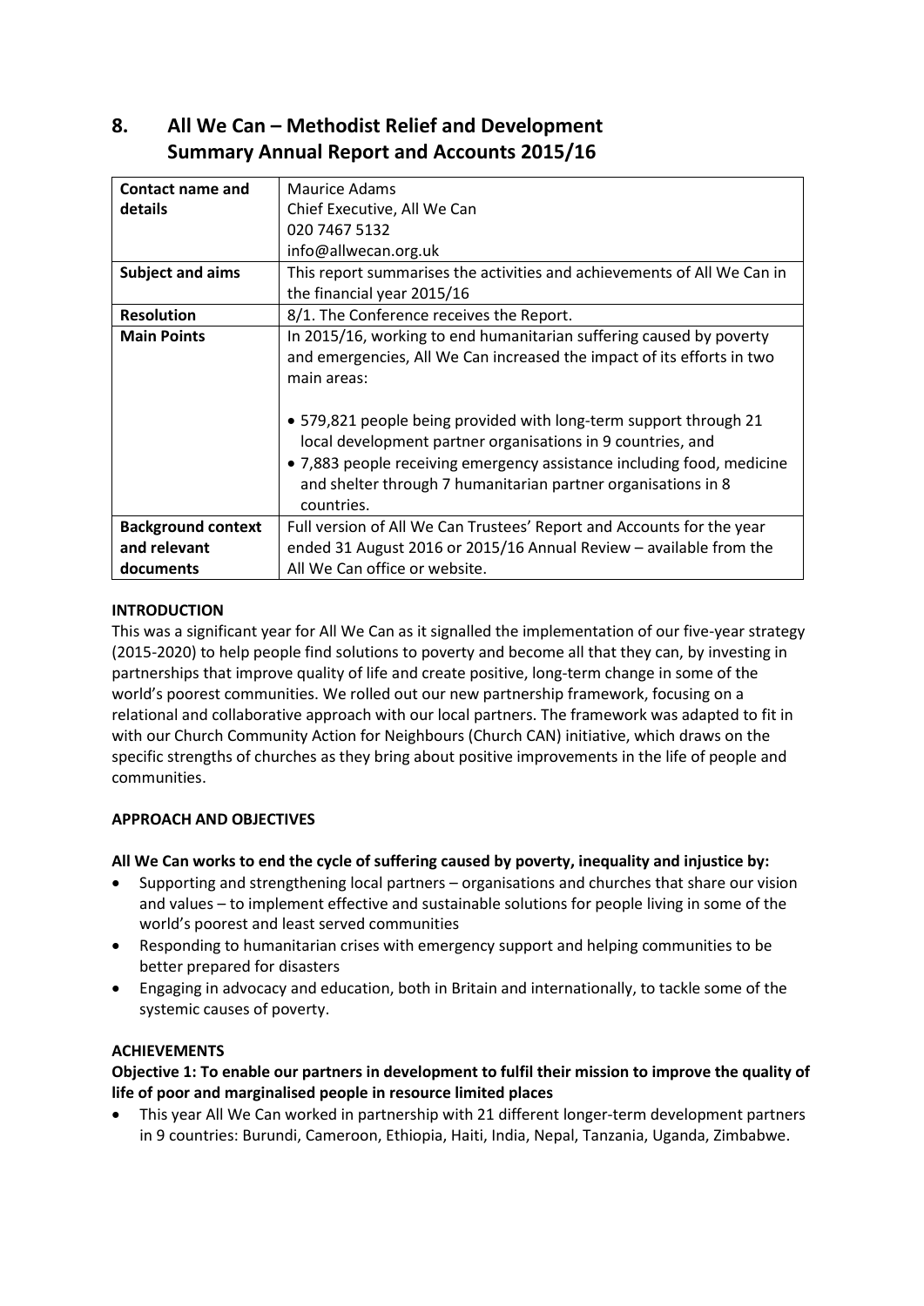# 8. All We Can – Methodist Relief and Development Summary Annual Report and Accounts 2015/16

| | |
|---|---|
| **Contact name and details** | Maurice Adams<br>Chief Executive, All We Can<br>020 7467 5132<br>info@allwecan.org.uk |
| **Subject and aims** | This report summarises the activities and achievements of All We Can in the financial year 2015/16 |
| **Resolution** | 8/1. The Conference receives the Report. |
| **Main Points** | In 2015/16, working to end humanitarian suffering caused by poverty and emergencies, All We Can increased the impact of its efforts in two main areas:<br><br>• 579,821 people being provided with long-term support through 21 local development partner organisations in 9 countries, and<br>• 7,883 people receiving emergency assistance including food, medicine and shelter through 7 humanitarian partner organisations in 8 countries. |
| **Background context and relevant documents** | Full version of All We Can Trustees' Report and Accounts for the year ended 31 August 2016 or 2015/16 Annual Review – available from the All We Can office or website. |

**INTRODUCTION**

This was a significant year for All We Can as it signalled the implementation of our five-year strategy (2015-2020) to help people find solutions to poverty and become all that they can, by investing in partnerships that improve quality of life and create positive, long-term change in some of the world's poorest communities. We rolled out our new partnership framework, focusing on a relational and collaborative approach with our local partners. The framework was adapted to fit in with our Church Community Action for Neighbours (Church CAN) initiative, which draws on the specific strengths of churches as they bring about positive improvements in the life of people and communities.

**APPROACH AND OBJECTIVES**

**All We Can works to end the cycle of suffering caused by poverty, inequality and injustice by:**

- Supporting and strengthening local partners – organisations and churches that share our vision and values – to implement effective and sustainable solutions for people living in some of the world's poorest and least served communities
- Responding to humanitarian crises with emergency support and helping communities to be better prepared for disasters
- Engaging in advocacy and education, both in Britain and internationally, to tackle some of the systemic causes of poverty.

**ACHIEVEMENTS**

**Objective 1: To enable our partners in development to fulfil their mission to improve the quality of life of poor and marginalised people in resource limited places**

- This year All We Can worked in partnership with 21 different longer-term development partners in 9 countries: Burundi, Cameroon, Ethiopia, Haiti, India, Nepal, Tanzania, Uganda, Zimbabwe.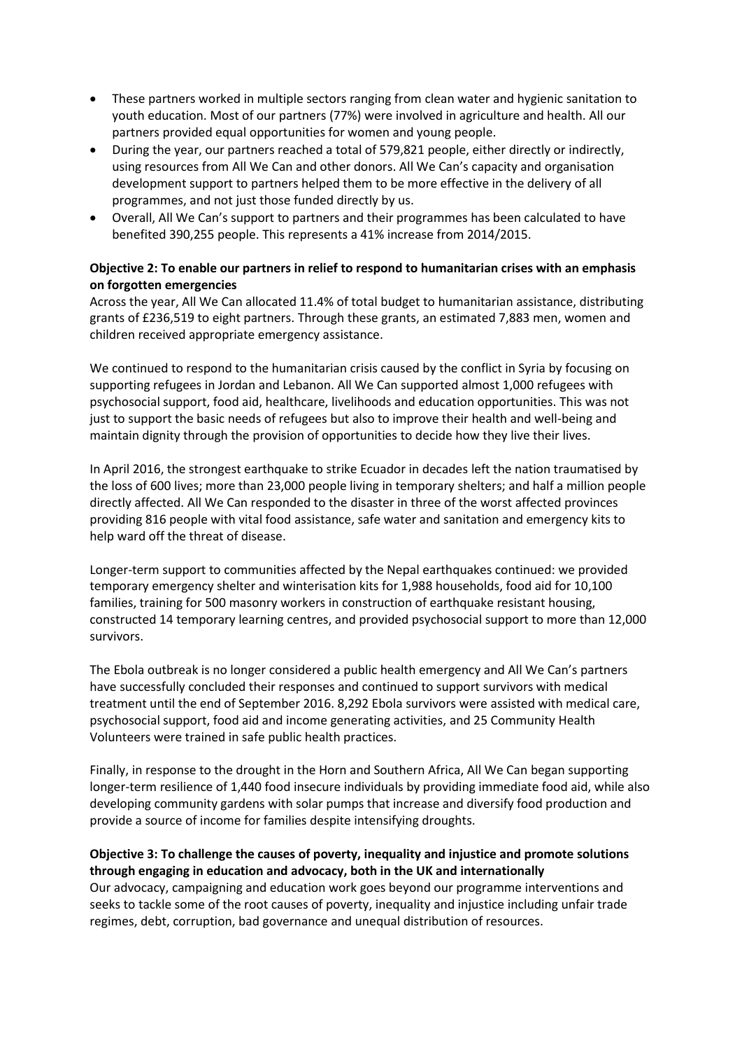- These partners worked in multiple sectors ranging from clean water and hygienic sanitation to youth education. Most of our partners (77%) were involved in agriculture and health. All our partners provided equal opportunities for women and young people.
- During the year, our partners reached a total of 579,821 people, either directly or indirectly, using resources from All We Can and other donors. All We Can's capacity and organisation development support to partners helped them to be more effective in the delivery of all programmes, and not just those funded directly by us.
- Overall, All We Can's support to partners and their programmes has been calculated to have benefited 390,255 people. This represents a 41% increase from 2014/2015.

**Objective 2: To enable our partners in relief to respond to humanitarian crises with an emphasis on forgotten emergencies**

Across the year, All We Can allocated 11.4% of total budget to humanitarian assistance, distributing grants of £236,519 to eight partners. Through these grants, an estimated 7,883 men, women and children received appropriate emergency assistance.

We continued to respond to the humanitarian crisis caused by the conflict in Syria by focusing on supporting refugees in Jordan and Lebanon. All We Can supported almost 1,000 refugees with psychosocial support, food aid, healthcare, livelihoods and education opportunities. This was not just to support the basic needs of refugees but also to improve their health and well-being and maintain dignity through the provision of opportunities to decide how they live their lives.

In April 2016, the strongest earthquake to strike Ecuador in decades left the nation traumatised by the loss of 600 lives; more than 23,000 people living in temporary shelters; and half a million people directly affected. All We Can responded to the disaster in three of the worst affected provinces providing 816 people with vital food assistance, safe water and sanitation and emergency kits to help ward off the threat of disease.

Longer-term support to communities affected by the Nepal earthquakes continued: we provided temporary emergency shelter and winterisation kits for 1,988 households, food aid for 10,100 families, training for 500 masonry workers in construction of earthquake resistant housing, constructed 14 temporary learning centres, and provided psychosocial support to more than 12,000 survivors.

The Ebola outbreak is no longer considered a public health emergency and All We Can's partners have successfully concluded their responses and continued to support survivors with medical treatment until the end of September 2016. 8,292 Ebola survivors were assisted with medical care, psychosocial support, food aid and income generating activities, and 25 Community Health Volunteers were trained in safe public health practices.

Finally, in response to the drought in the Horn and Southern Africa, All We Can began supporting longer-term resilience of 1,440 food insecure individuals by providing immediate food aid, while also developing community gardens with solar pumps that increase and diversify food production and provide a source of income for families despite intensifying droughts.

**Objective 3: To challenge the causes of poverty, inequality and injustice and promote solutions through engaging in education and advocacy, both in the UK and internationally**

Our advocacy, campaigning and education work goes beyond our programme interventions and seeks to tackle some of the root causes of poverty, inequality and injustice including unfair trade regimes, debt, corruption, bad governance and unequal distribution of resources.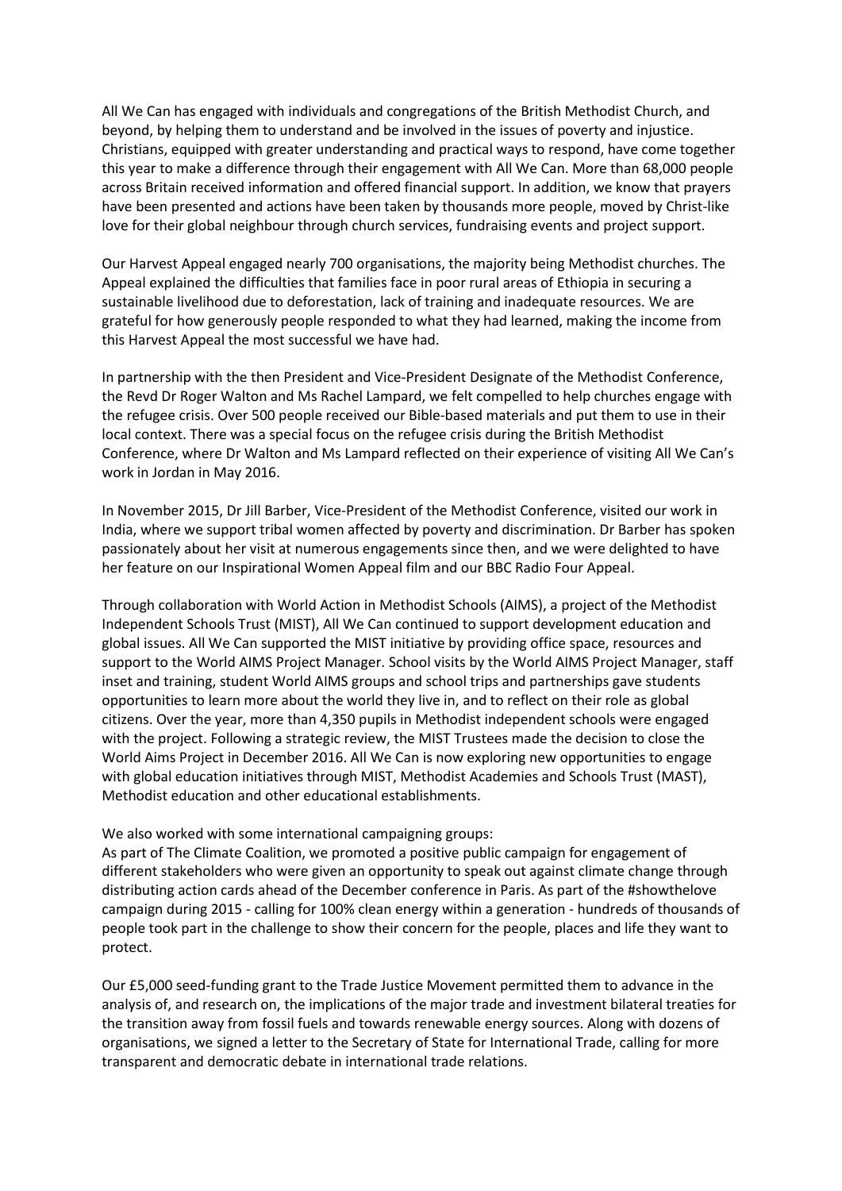All We Can has engaged with individuals and congregations of the British Methodist Church, and beyond, by helping them to understand and be involved in the issues of poverty and injustice. Christians, equipped with greater understanding and practical ways to respond, have come together this year to make a difference through their engagement with All We Can. More than 68,000 people across Britain received information and offered financial support. In addition, we know that prayers have been presented and actions have been taken by thousands more people, moved by Christ-like love for their global neighbour through church services, fundraising events and project support.

Our Harvest Appeal engaged nearly 700 organisations, the majority being Methodist churches. The Appeal explained the difficulties that families face in poor rural areas of Ethiopia in securing a sustainable livelihood due to deforestation, lack of training and inadequate resources. We are grateful for how generously people responded to what they had learned, making the income from this Harvest Appeal the most successful we have had.

In partnership with the then President and Vice-President Designate of the Methodist Conference, the Revd Dr Roger Walton and Ms Rachel Lampard, we felt compelled to help churches engage with the refugee crisis. Over 500 people received our Bible-based materials and put them to use in their local context. There was a special focus on the refugee crisis during the British Methodist Conference, where Dr Walton and Ms Lampard reflected on their experience of visiting All We Can's work in Jordan in May 2016.

In November 2015, Dr Jill Barber, Vice-President of the Methodist Conference, visited our work in India, where we support tribal women affected by poverty and discrimination. Dr Barber has spoken passionately about her visit at numerous engagements since then, and we were delighted to have her feature on our Inspirational Women Appeal film and our BBC Radio Four Appeal.

Through collaboration with World Action in Methodist Schools (AIMS), a project of the Methodist Independent Schools Trust (MIST), All We Can continued to support development education and global issues. All We Can supported the MIST initiative by providing office space, resources and support to the World AIMS Project Manager. School visits by the World AIMS Project Manager, staff inset and training, student World AIMS groups and school trips and partnerships gave students opportunities to learn more about the world they live in, and to reflect on their role as global citizens. Over the year, more than 4,350 pupils in Methodist independent schools were engaged with the project. Following a strategic review, the MIST Trustees made the decision to close the World Aims Project in December 2016. All We Can is now exploring new opportunities to engage with global education initiatives through MIST, Methodist Academies and Schools Trust (MAST), Methodist education and other educational establishments.

We also worked with some international campaigning groups:
As part of The Climate Coalition, we promoted a positive public campaign for engagement of different stakeholders who were given an opportunity to speak out against climate change through distributing action cards ahead of the December conference in Paris. As part of the #showthelove campaign during 2015 - calling for 100% clean energy within a generation - hundreds of thousands of people took part in the challenge to show their concern for the people, places and life they want to protect.

Our £5,000 seed-funding grant to the Trade Justice Movement permitted them to advance in the analysis of, and research on, the implications of the major trade and investment bilateral treaties for the transition away from fossil fuels and towards renewable energy sources. Along with dozens of organisations, we signed a letter to the Secretary of State for International Trade, calling for more transparent and democratic debate in international trade relations.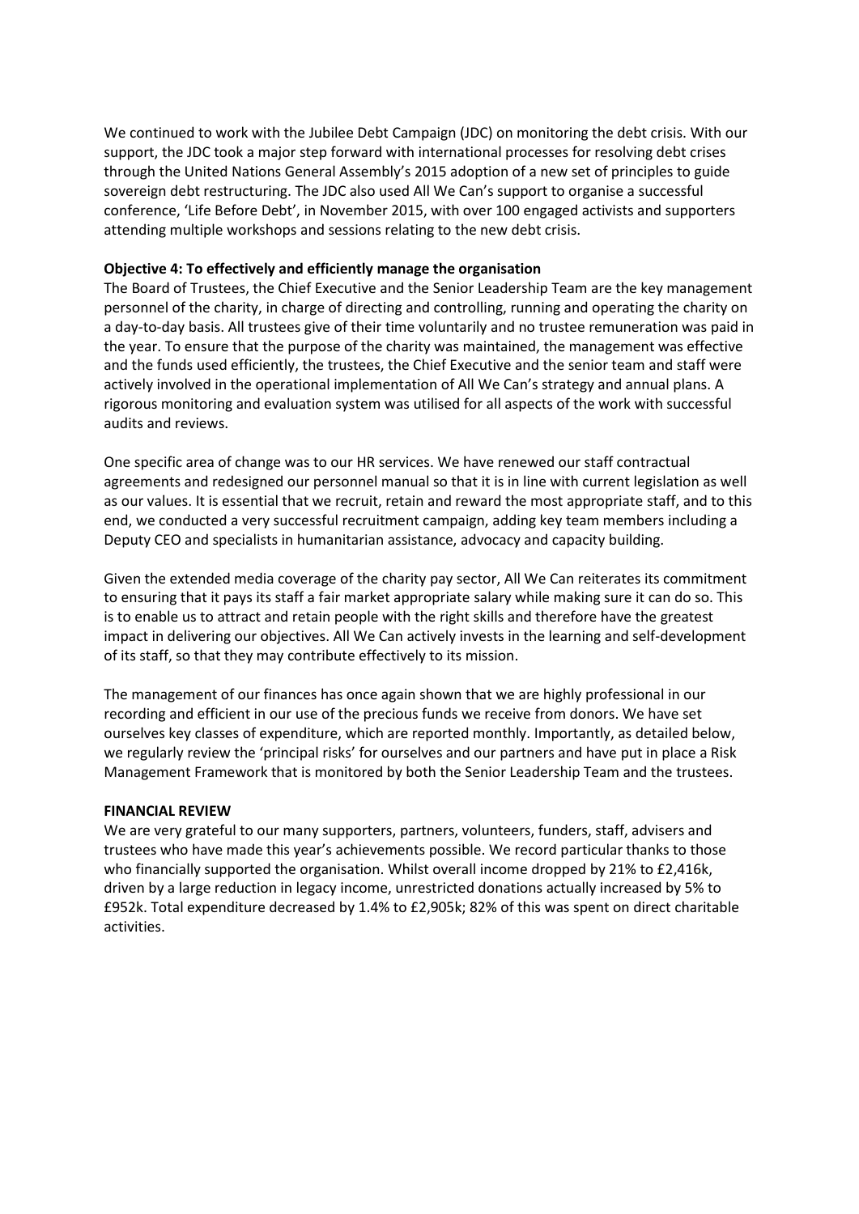We continued to work with the Jubilee Debt Campaign (JDC) on monitoring the debt crisis. With our support, the JDC took a major step forward with international processes for resolving debt crises through the United Nations General Assembly's 2015 adoption of a new set of principles to guide sovereign debt restructuring. The JDC also used All We Can's support to organise a successful conference, 'Life Before Debt', in November 2015, with over 100 engaged activists and supporters attending multiple workshops and sessions relating to the new debt crisis.

**Objective 4: To effectively and efficiently manage the organisation**

The Board of Trustees, the Chief Executive and the Senior Leadership Team are the key management personnel of the charity, in charge of directing and controlling, running and operating the charity on a day-to-day basis. All trustees give of their time voluntarily and no trustee remuneration was paid in the year. To ensure that the purpose of the charity was maintained, the management was effective and the funds used efficiently, the trustees, the Chief Executive and the senior team and staff were actively involved in the operational implementation of All We Can's strategy and annual plans. A rigorous monitoring and evaluation system was utilised for all aspects of the work with successful audits and reviews.

One specific area of change was to our HR services. We have renewed our staff contractual agreements and redesigned our personnel manual so that it is in line with current legislation as well as our values. It is essential that we recruit, retain and reward the most appropriate staff, and to this end, we conducted a very successful recruitment campaign, adding key team members including a Deputy CEO and specialists in humanitarian assistance, advocacy and capacity building.

Given the extended media coverage of the charity pay sector, All We Can reiterates its commitment to ensuring that it pays its staff a fair market appropriate salary while making sure it can do so. This is to enable us to attract and retain people with the right skills and therefore have the greatest impact in delivering our objectives. All We Can actively invests in the learning and self-development of its staff, so that they may contribute effectively to its mission.

The management of our finances has once again shown that we are highly professional in our recording and efficient in our use of the precious funds we receive from donors. We have set ourselves key classes of expenditure, which are reported monthly. Importantly, as detailed below, we regularly review the 'principal risks' for ourselves and our partners and have put in place a Risk Management Framework that is monitored by both the Senior Leadership Team and the trustees.

**FINANCIAL REVIEW**

We are very grateful to our many supporters, partners, volunteers, funders, staff, advisers and trustees who have made this year's achievements possible. We record particular thanks to those who financially supported the organisation. Whilst overall income dropped by 21% to £2,416k, driven by a large reduction in legacy income, unrestricted donations actually increased by 5% to £952k. Total expenditure decreased by 1.4% to £2,905k; 82% of this was spent on direct charitable activities.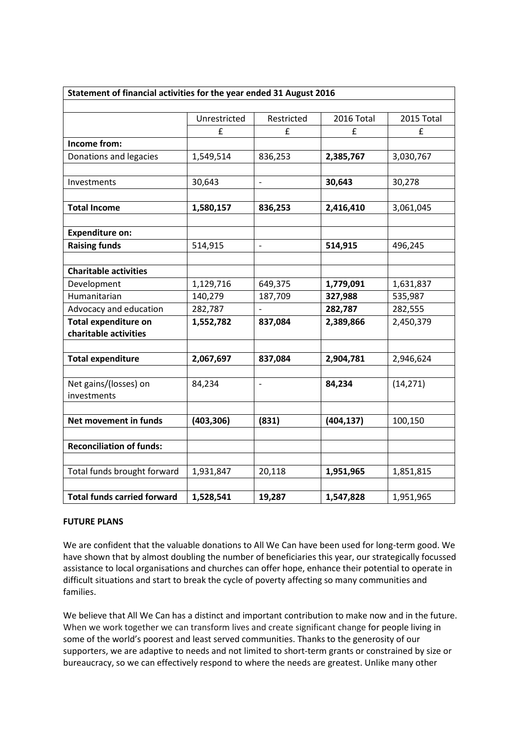| Statement of financial activities for the year ended 31 August 2016 | | | | |
|---|---|---|---|---|
| | Unrestricted | Restricted | 2016 Total | 2015 Total |
| | £ | £ | £ | £ |
| **Income from:** | | | | |
| Donations and legacies | 1,549,514 | 836,253 | **2,385,767** | 3,030,767 |
| Investments | 30,643 | - | **30,643** | 30,278 |
| **Total Income** | **1,580,157** | **836,253** | **2,416,410** | 3,061,045 |
| **Expenditure on:** | | | | |
| **Raising funds** | 514,915 | - | **514,915** | 496,245 |
| **Charitable activities** | | | | |
| Development | 1,129,716 | 649,375 | **1,779,091** | 1,631,837 |
| Humanitarian | 140,279 | 187,709 | **327,988** | 535,987 |
| Advocacy and education | 282,787 | - | **282,787** | 282,555 |
| **Total expenditure on charitable activities** | **1,552,782** | **837,084** | **2,389,866** | 2,450,379 |
| **Total expenditure** | **2,067,697** | **837,084** | **2,904,781** | 2,946,624 |
| Net gains/(losses) on investments | 84,234 | - | **84,234** | (14,271) |
| **Net movement in funds** | **(403,306)** | **(831)** | **(404,137)** | 100,150 |
| **Reconciliation of funds:** | | | | |
| Total funds brought forward | 1,931,847 | 20,118 | **1,951,965** | 1,851,815 |
| **Total funds carried forward** | **1,528,541** | **19,287** | **1,547,828** | 1,951,965 |

**FUTURE PLANS**

We are confident that the valuable donations to All We Can have been used for long-term good. We have shown that by almost doubling the number of beneficiaries this year, our strategically focussed assistance to local organisations and churches can offer hope, enhance their potential to operate in difficult situations and start to break the cycle of poverty affecting so many communities and families.

We believe that All We Can has a distinct and important contribution to make now and in the future. When we work together we can transform lives and create significant change for people living in some of the world's poorest and least served communities. Thanks to the generosity of our supporters, we are adaptive to needs and not limited to short-term grants or constrained by size or bureaucracy, so we can effectively respond to where the needs are greatest. Unlike many other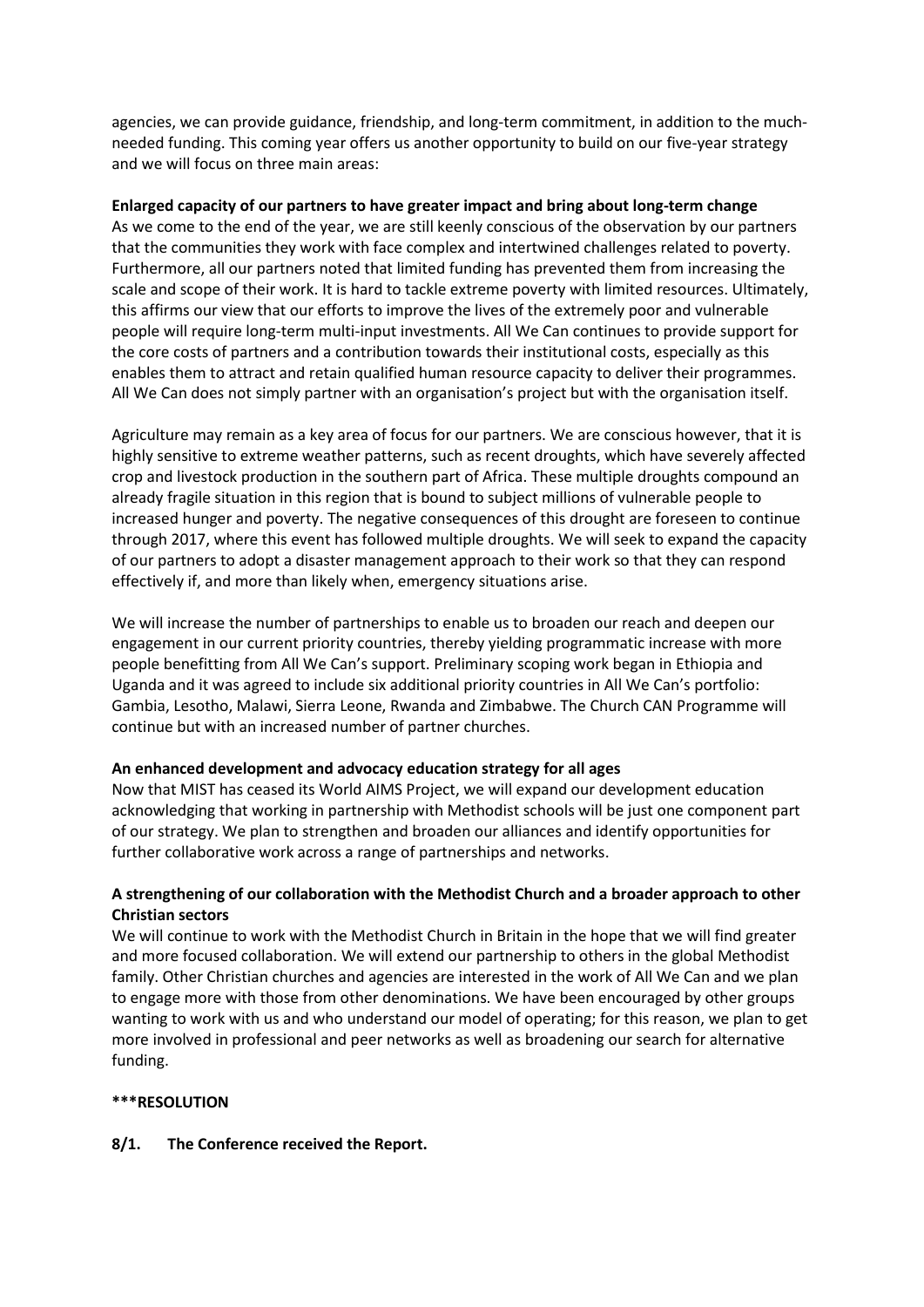agencies, we can provide guidance, friendship, and long-term commitment, in addition to the much-needed funding. This coming year offers us another opportunity to build on our five-year strategy and we will focus on three main areas:

**Enlarged capacity of our partners to have greater impact and bring about long-term change**

As we come to the end of the year, we are still keenly conscious of the observation by our partners that the communities they work with face complex and intertwined challenges related to poverty. Furthermore, all our partners noted that limited funding has prevented them from increasing the scale and scope of their work. It is hard to tackle extreme poverty with limited resources. Ultimately, this affirms our view that our efforts to improve the lives of the extremely poor and vulnerable people will require long-term multi-input investments. All We Can continues to provide support for the core costs of partners and a contribution towards their institutional costs, especially as this enables them to attract and retain qualified human resource capacity to deliver their programmes. All We Can does not simply partner with an organisation's project but with the organisation itself.

Agriculture may remain as a key area of focus for our partners. We are conscious however, that it is highly sensitive to extreme weather patterns, such as recent droughts, which have severely affected crop and livestock production in the southern part of Africa. These multiple droughts compound an already fragile situation in this region that is bound to subject millions of vulnerable people to increased hunger and poverty. The negative consequences of this drought are foreseen to continue through 2017, where this event has followed multiple droughts. We will seek to expand the capacity of our partners to adopt a disaster management approach to their work so that they can respond effectively if, and more than likely when, emergency situations arise.

We will increase the number of partnerships to enable us to broaden our reach and deepen our engagement in our current priority countries, thereby yielding programmatic increase with more people benefitting from All We Can's support. Preliminary scoping work began in Ethiopia and Uganda and it was agreed to include six additional priority countries in All We Can's portfolio: Gambia, Lesotho, Malawi, Sierra Leone, Rwanda and Zimbabwe. The Church CAN Programme will continue but with an increased number of partner churches.

**An enhanced development and advocacy education strategy for all ages**

Now that MIST has ceased its World AIMS Project, we will expand our development education acknowledging that working in partnership with Methodist schools will be just one component part of our strategy. We plan to strengthen and broaden our alliances and identify opportunities for further collaborative work across a range of partnerships and networks.

**A strengthening of our collaboration with the Methodist Church and a broader approach to other Christian sectors**

We will continue to work with the Methodist Church in Britain in the hope that we will find greater and more focused collaboration. We will extend our partnership to others in the global Methodist family. Other Christian churches and agencies are interested in the work of All We Can and we plan to engage more with those from other denominations. We have been encouraged by other groups wanting to work with us and who understand our model of operating; for this reason, we plan to get more involved in professional and peer networks as well as broadening our search for alternative funding.

**\*\*\*RESOLUTION**

**8/1. The Conference received the Report.**